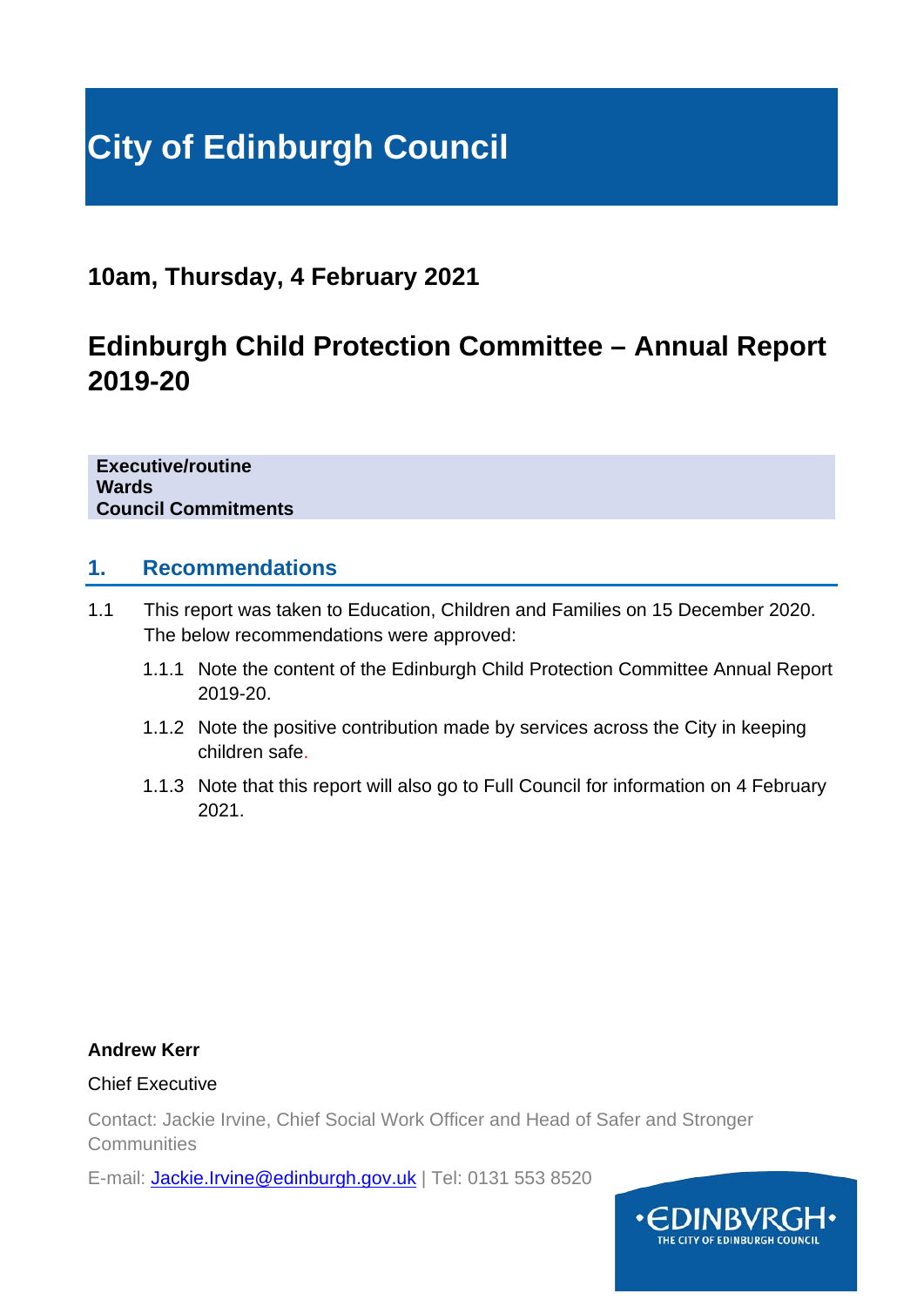# City of Edinburgh Council

## 10am, Thursday, 4 February 2021

## Edinburgh Child Protection Committee – Annual Report 2019-20

**Executive/routine**
**Wards**
**Council Commitments**

## 1. Recommendations

1.1 This report was taken to Education, Children and Families on 15 December 2020. The below recommendations were approved:

1.1.1 Note the content of the Edinburgh Child Protection Committee Annual Report 2019-20.

1.1.2 Note the positive contribution made by services across the City in keeping children safe.

1.1.3 Note that this report will also go to Full Council for information on 4 February 2021.

**Andrew Kerr**

Chief Executive

Contact: Jackie Irvine, Chief Social Work Officer and Head of Safer and Stronger Communities

E-mail: Jackie.Irvine@edinburgh.gov.uk | Tel: 0131 553 8520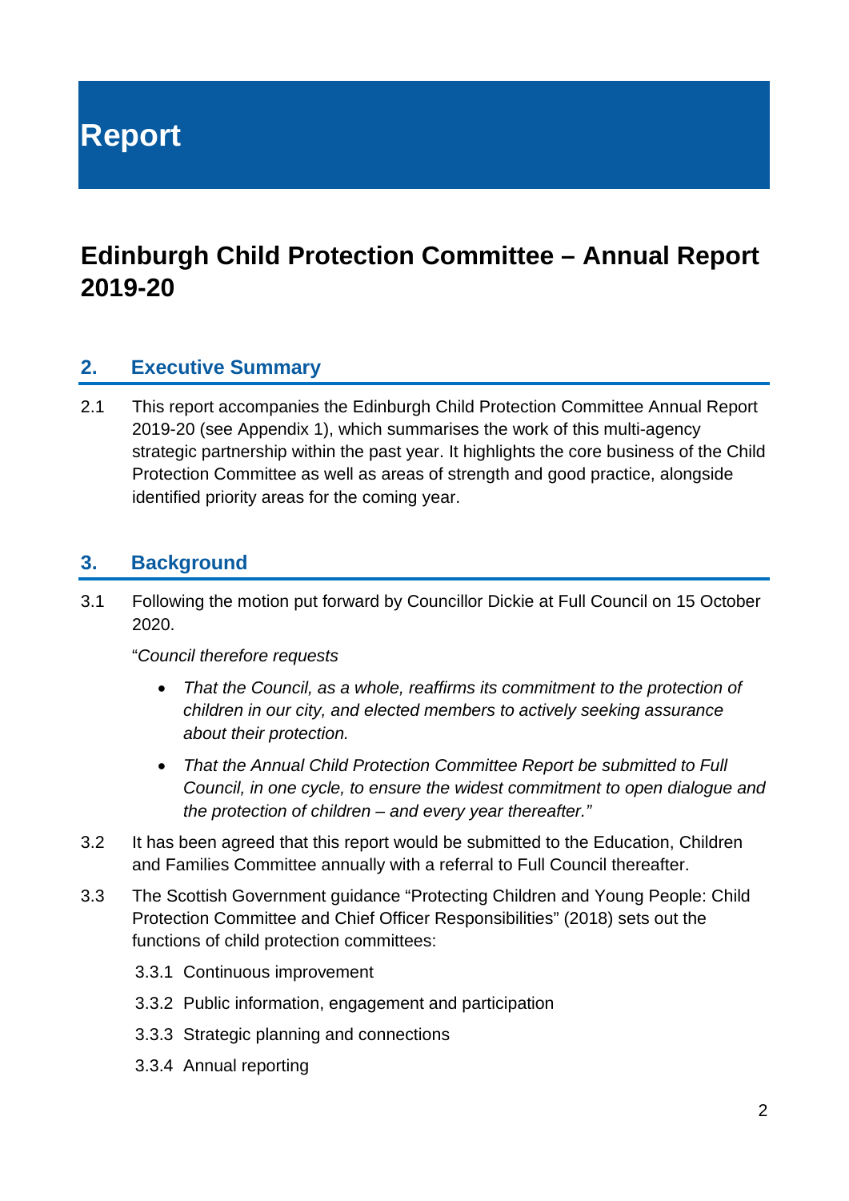# Report

## Edinburgh Child Protection Committee – Annual Report 2019-20

### 2. Executive Summary

2.1 This report accompanies the Edinburgh Child Protection Committee Annual Report 2019-20 (see Appendix 1), which summarises the work of this multi-agency strategic partnership within the past year. It highlights the core business of the Child Protection Committee as well as areas of strength and good practice, alongside identified priority areas for the coming year.

### 3. Background

3.1 Following the motion put forward by Councillor Dickie at Full Council on 15 October 2020.

"*Council therefore requests*

- *That the Council, as a whole, reaffirms its commitment to the protection of children in our city, and elected members to actively seeking assurance about their protection.*
- *That the Annual Child Protection Committee Report be submitted to Full Council, in one cycle, to ensure the widest commitment to open dialogue and the protection of children – and every year thereafter."*

3.2 It has been agreed that this report would be submitted to the Education, Children and Families Committee annually with a referral to Full Council thereafter.

3.3 The Scottish Government guidance "Protecting Children and Young People: Child Protection Committee and Chief Officer Responsibilities" (2018) sets out the functions of child protection committees:

3.3.1 Continuous improvement

3.3.2 Public information, engagement and participation

3.3.3 Strategic planning and connections

3.3.4 Annual reporting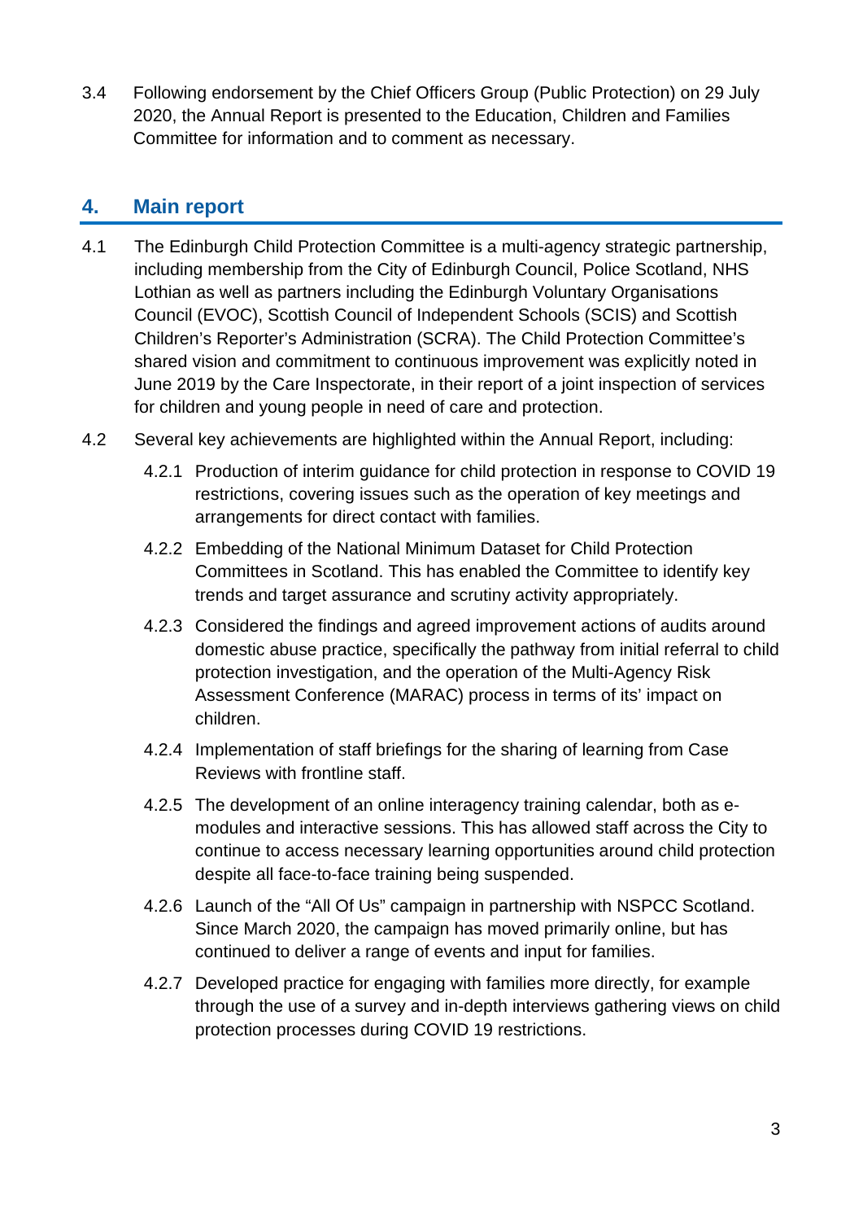3.4 Following endorsement by the Chief Officers Group (Public Protection) on 29 July 2020, the Annual Report is presented to the Education, Children and Families Committee for information and to comment as necessary.

## 4. Main report

4.1 The Edinburgh Child Protection Committee is a multi-agency strategic partnership, including membership from the City of Edinburgh Council, Police Scotland, NHS Lothian as well as partners including the Edinburgh Voluntary Organisations Council (EVOC), Scottish Council of Independent Schools (SCIS) and Scottish Children's Reporter's Administration (SCRA). The Child Protection Committee's shared vision and commitment to continuous improvement was explicitly noted in June 2019 by the Care Inspectorate, in their report of a joint inspection of services for children and young people in need of care and protection.

4.2 Several key achievements are highlighted within the Annual Report, including:

4.2.1 Production of interim guidance for child protection in response to COVID 19 restrictions, covering issues such as the operation of key meetings and arrangements for direct contact with families.

4.2.2 Embedding of the National Minimum Dataset for Child Protection Committees in Scotland. This has enabled the Committee to identify key trends and target assurance and scrutiny activity appropriately.

4.2.3 Considered the findings and agreed improvement actions of audits around domestic abuse practice, specifically the pathway from initial referral to child protection investigation, and the operation of the Multi-Agency Risk Assessment Conference (MARAC) process in terms of its' impact on children.

4.2.4 Implementation of staff briefings for the sharing of learning from Case Reviews with frontline staff.

4.2.5 The development of an online interagency training calendar, both as e-modules and interactive sessions. This has allowed staff across the City to continue to access necessary learning opportunities around child protection despite all face-to-face training being suspended.

4.2.6 Launch of the "All Of Us" campaign in partnership with NSPCC Scotland. Since March 2020, the campaign has moved primarily online, but has continued to deliver a range of events and input for families.

4.2.7 Developed practice for engaging with families more directly, for example through the use of a survey and in-depth interviews gathering views on child protection processes during COVID 19 restrictions.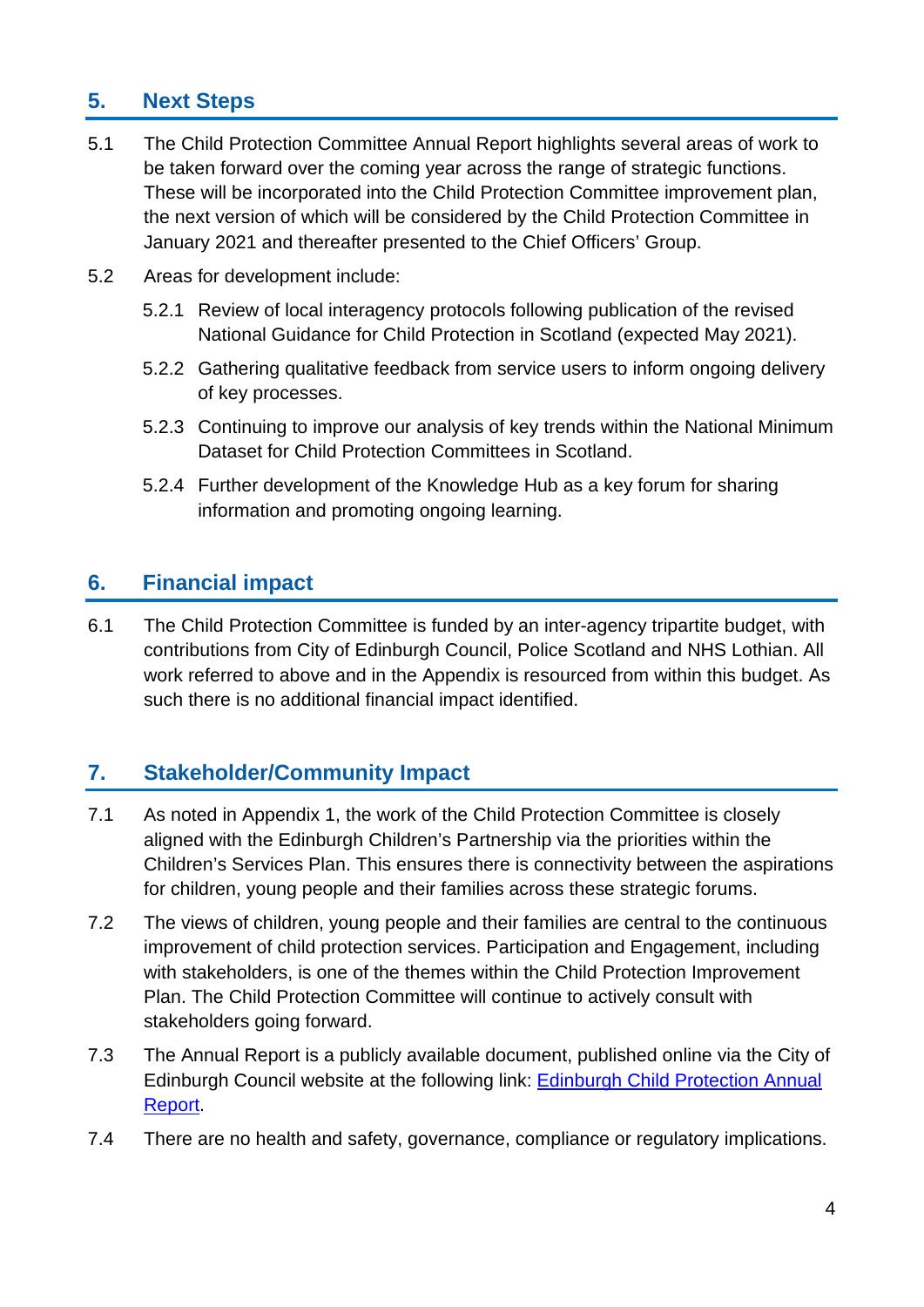## 5. Next Steps

5.1 The Child Protection Committee Annual Report highlights several areas of work to be taken forward over the coming year across the range of strategic functions. These will be incorporated into the Child Protection Committee improvement plan, the next version of which will be considered by the Child Protection Committee in January 2021 and thereafter presented to the Chief Officers' Group.

5.2 Areas for development include:

- 5.2.1 Review of local interagency protocols following publication of the revised National Guidance for Child Protection in Scotland (expected May 2021).
- 5.2.2 Gathering qualitative feedback from service users to inform ongoing delivery of key processes.
- 5.2.3 Continuing to improve our analysis of key trends within the National Minimum Dataset for Child Protection Committees in Scotland.
- 5.2.4 Further development of the Knowledge Hub as a key forum for sharing information and promoting ongoing learning.

## 6. Financial impact

6.1 The Child Protection Committee is funded by an inter-agency tripartite budget, with contributions from City of Edinburgh Council, Police Scotland and NHS Lothian. All work referred to above and in the Appendix is resourced from within this budget. As such there is no additional financial impact identified.

## 7. Stakeholder/Community Impact

7.1 As noted in Appendix 1, the work of the Child Protection Committee is closely aligned with the Edinburgh Children's Partnership via the priorities within the Children's Services Plan. This ensures there is connectivity between the aspirations for children, young people and their families across these strategic forums.

7.2 The views of children, young people and their families are central to the continuous improvement of child protection services. Participation and Engagement, including with stakeholders, is one of the themes within the Child Protection Improvement Plan. The Child Protection Committee will continue to actively consult with stakeholders going forward.

7.3 The Annual Report is a publicly available document, published online via the City of Edinburgh Council website at the following link: Edinburgh Child Protection Annual Report.

7.4 There are no health and safety, governance, compliance or regulatory implications.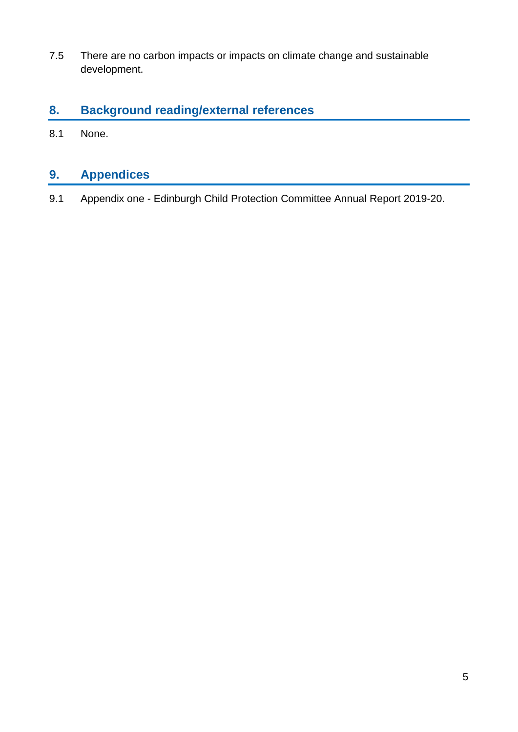7.5 There are no carbon impacts or impacts on climate change and sustainable development.

## 8. Background reading/external references

8.1 None.

## 9. Appendices

9.1 Appendix one - Edinburgh Child Protection Committee Annual Report 2019-20.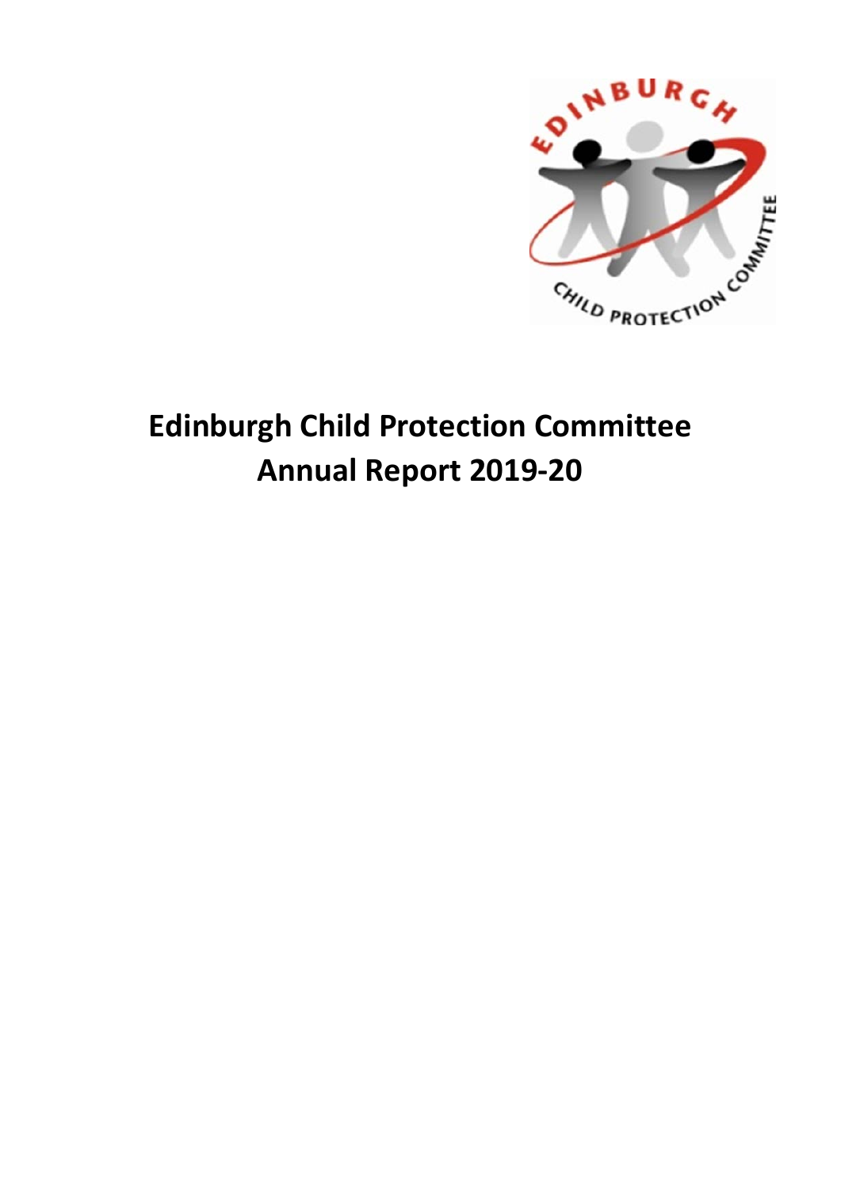# Edinburgh Child Protection Committee Annual Report 2019-20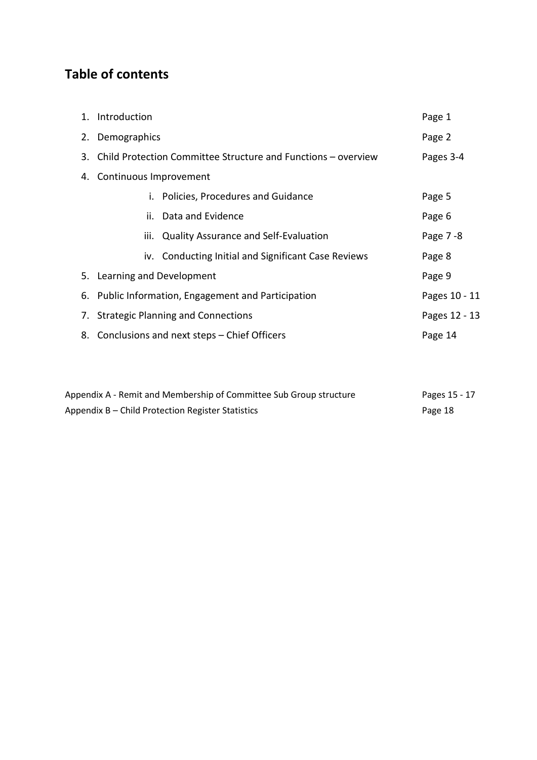## Table of contents

1. Introduction — Page 1
2. Demographics — Page 2
3. Child Protection Committee Structure and Functions – overview — Pages 3-4
4. Continuous Improvement
   - i. Policies, Procedures and Guidance — Page 5
   - ii. Data and Evidence — Page 6
   - iii. Quality Assurance and Self-Evaluation — Page 7 -8
   - iv. Conducting Initial and Significant Case Reviews — Page 8
5. Learning and Development — Page 9
6. Public Information, Engagement and Participation — Pages 10 - 11
7. Strategic Planning and Connections — Pages 12 - 13
8. Conclusions and next steps – Chief Officers — Page 14

Appendix A - Remit and Membership of Committee Sub Group structure — Pages 15 - 17

Appendix B – Child Protection Register Statistics — Page 18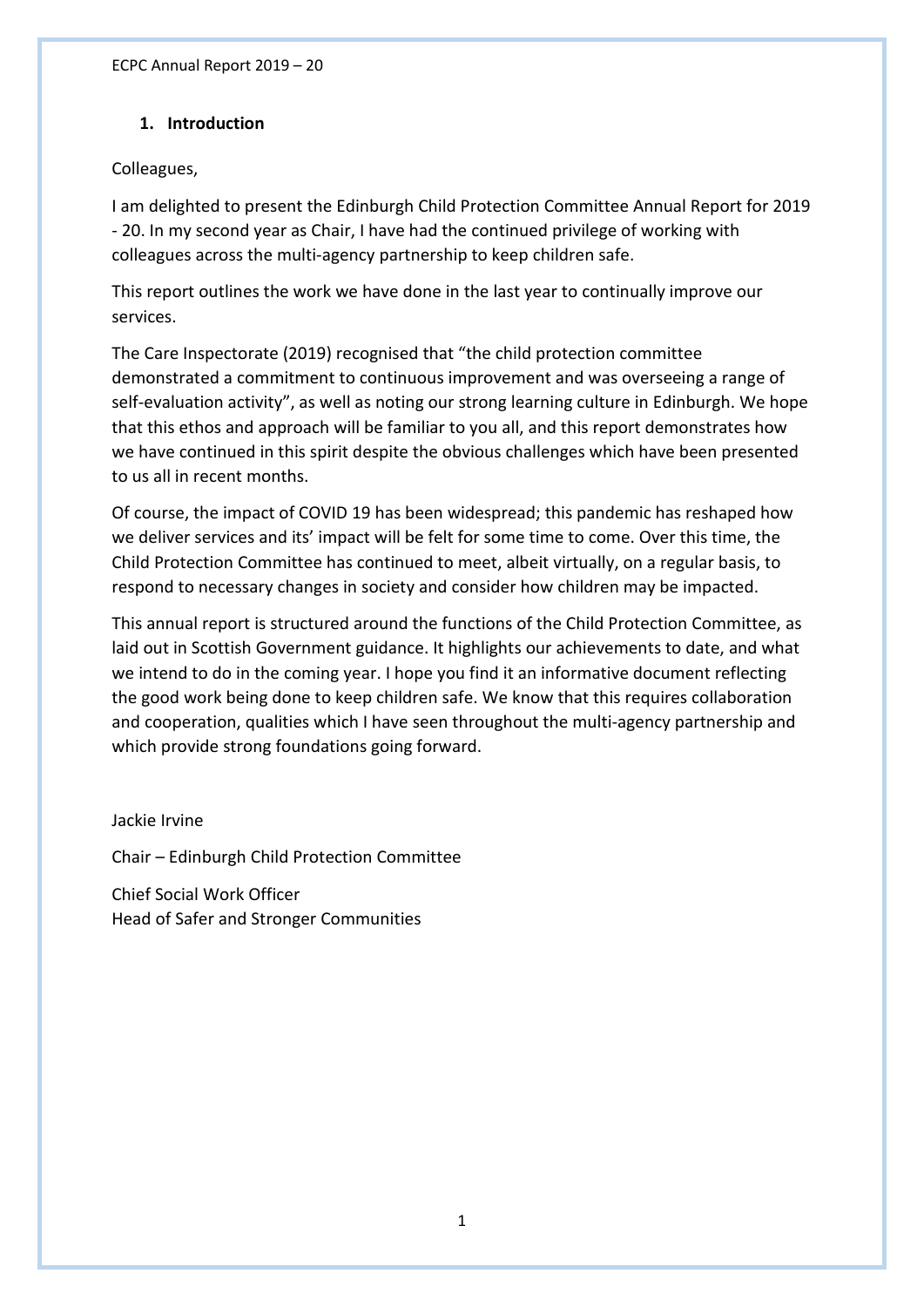## 1. Introduction

Colleagues,

I am delighted to present the Edinburgh Child Protection Committee Annual Report for 2019 - 20. In my second year as Chair, I have had the continued privilege of working with colleagues across the multi-agency partnership to keep children safe.

This report outlines the work we have done in the last year to continually improve our services.

The Care Inspectorate (2019) recognised that "the child protection committee demonstrated a commitment to continuous improvement and was overseeing a range of self-evaluation activity", as well as noting our strong learning culture in Edinburgh. We hope that this ethos and approach will be familiar to you all, and this report demonstrates how we have continued in this spirit despite the obvious challenges which have been presented to us all in recent months.

Of course, the impact of COVID 19 has been widespread; this pandemic has reshaped how we deliver services and its' impact will be felt for some time to come. Over this time, the Child Protection Committee has continued to meet, albeit virtually, on a regular basis, to respond to necessary changes in society and consider how children may be impacted.

This annual report is structured around the functions of the Child Protection Committee, as laid out in Scottish Government guidance. It highlights our achievements to date, and what we intend to do in the coming year. I hope you find it an informative document reflecting the good work being done to keep children safe. We know that this requires collaboration and cooperation, qualities which I have seen throughout the multi-agency partnership and which provide strong foundations going forward.

Jackie Irvine

Chair – Edinburgh Child Protection Committee

Chief Social Work Officer
Head of Safer and Stronger Communities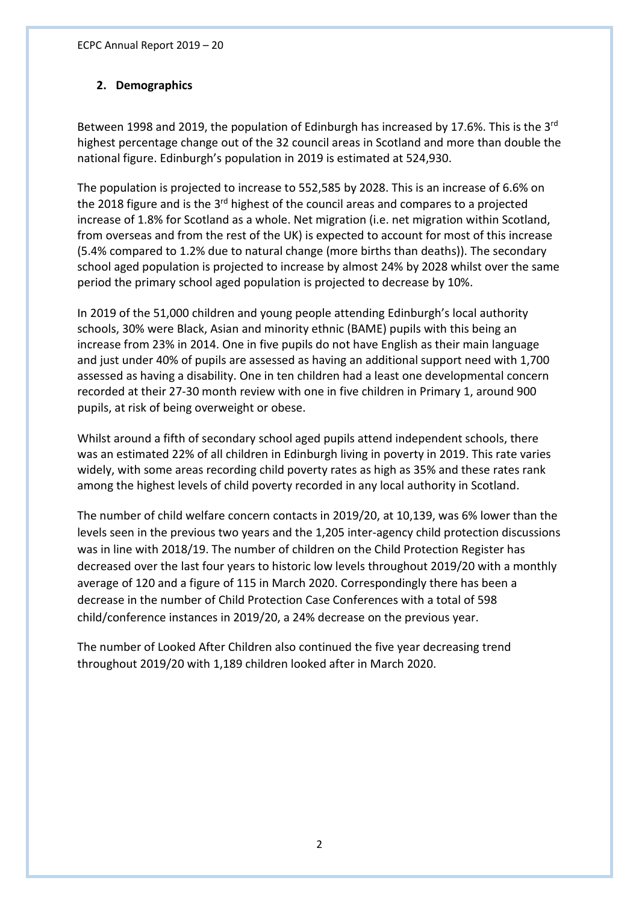## 2. Demographics

Between 1998 and 2019, the population of Edinburgh has increased by 17.6%. This is the 3rd highest percentage change out of the 32 council areas in Scotland and more than double the national figure. Edinburgh's population in 2019 is estimated at 524,930.

The population is projected to increase to 552,585 by 2028. This is an increase of 6.6% on the 2018 figure and is the 3rd highest of the council areas and compares to a projected increase of 1.8% for Scotland as a whole. Net migration (i.e. net migration within Scotland, from overseas and from the rest of the UK) is expected to account for most of this increase (5.4% compared to 1.2% due to natural change (more births than deaths)). The secondary school aged population is projected to increase by almost 24% by 2028 whilst over the same period the primary school aged population is projected to decrease by 10%.

In 2019 of the 51,000 children and young people attending Edinburgh's local authority schools, 30% were Black, Asian and minority ethnic (BAME) pupils with this being an increase from 23% in 2014. One in five pupils do not have English as their main language and just under 40% of pupils are assessed as having an additional support need with 1,700 assessed as having a disability. One in ten children had a least one developmental concern recorded at their 27-30 month review with one in five children in Primary 1, around 900 pupils, at risk of being overweight or obese.

Whilst around a fifth of secondary school aged pupils attend independent schools, there was an estimated 22% of all children in Edinburgh living in poverty in 2019. This rate varies widely, with some areas recording child poverty rates as high as 35% and these rates rank among the highest levels of child poverty recorded in any local authority in Scotland.

The number of child welfare concern contacts in 2019/20, at 10,139, was 6% lower than the levels seen in the previous two years and the 1,205 inter-agency child protection discussions was in line with 2018/19. The number of children on the Child Protection Register has decreased over the last four years to historic low levels throughout 2019/20 with a monthly average of 120 and a figure of 115 in March 2020. Correspondingly there has been a decrease in the number of Child Protection Case Conferences with a total of 598 child/conference instances in 2019/20, a 24% decrease on the previous year.

The number of Looked After Children also continued the five year decreasing trend throughout 2019/20 with 1,189 children looked after in March 2020.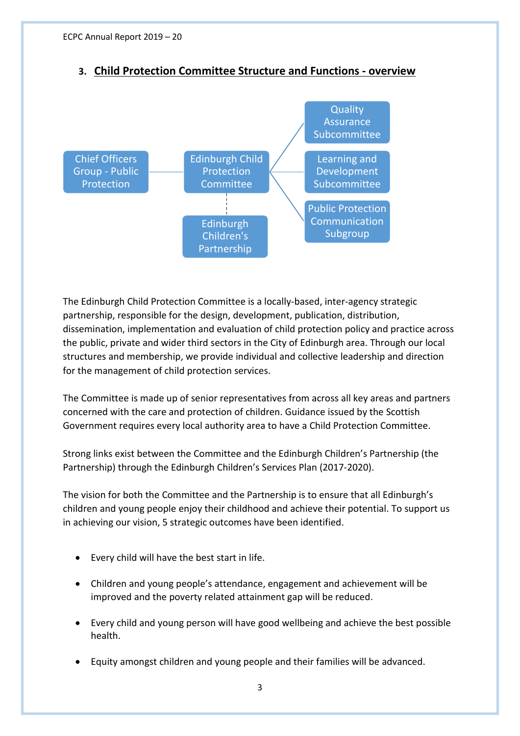## 3. Child Protection Committee Structure and Functions - overview

Chief Officers Group - Public Protection

Edinburgh Child Protection Committee

Edinburgh Children's Partnership

Quality Assurance Subcommittee

Learning and Development Subcommittee

Public Protection Communication Subgroup

The Edinburgh Child Protection Committee is a locally-based, inter-agency strategic partnership, responsible for the design, development, publication, distribution, dissemination, implementation and evaluation of child protection policy and practice across the public, private and wider third sectors in the City of Edinburgh area. Through our local structures and membership, we provide individual and collective leadership and direction for the management of child protection services.

The Committee is made up of senior representatives from across all key areas and partners concerned with the care and protection of children. Guidance issued by the Scottish Government requires every local authority area to have a Child Protection Committee.

Strong links exist between the Committee and the Edinburgh Children's Partnership (the Partnership) through the Edinburgh Children's Services Plan (2017-2020).

The vision for both the Committee and the Partnership is to ensure that all Edinburgh's children and young people enjoy their childhood and achieve their potential. To support us in achieving our vision, 5 strategic outcomes have been identified.

- Every child will have the best start in life.
- Children and young people's attendance, engagement and achievement will be improved and the poverty related attainment gap will be reduced.
- Every child and young person will have good wellbeing and achieve the best possible health.
- Equity amongst children and young people and their families will be advanced.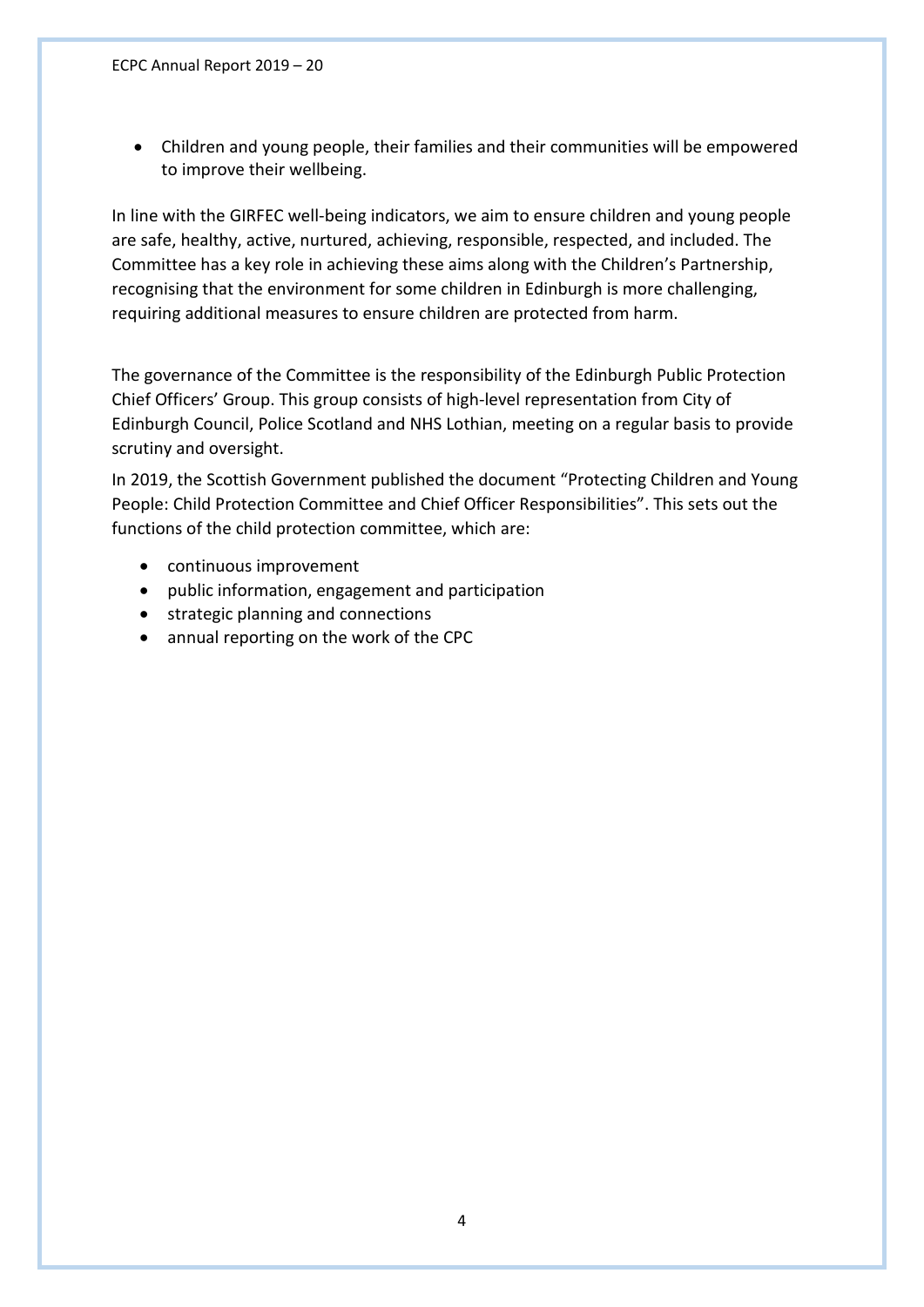- Children and young people, their families and their communities will be empowered to improve their wellbeing.

In line with the GIRFEC well-being indicators, we aim to ensure children and young people are safe, healthy, active, nurtured, achieving, responsible, respected, and included. The Committee has a key role in achieving these aims along with the Children's Partnership, recognising that the environment for some children in Edinburgh is more challenging, requiring additional measures to ensure children are protected from harm.

The governance of the Committee is the responsibility of the Edinburgh Public Protection Chief Officers' Group. This group consists of high-level representation from City of Edinburgh Council, Police Scotland and NHS Lothian, meeting on a regular basis to provide scrutiny and oversight.

In 2019, the Scottish Government published the document "Protecting Children and Young People: Child Protection Committee and Chief Officer Responsibilities". This sets out the functions of the child protection committee, which are:

- continuous improvement
- public information, engagement and participation
- strategic planning and connections
- annual reporting on the work of the CPC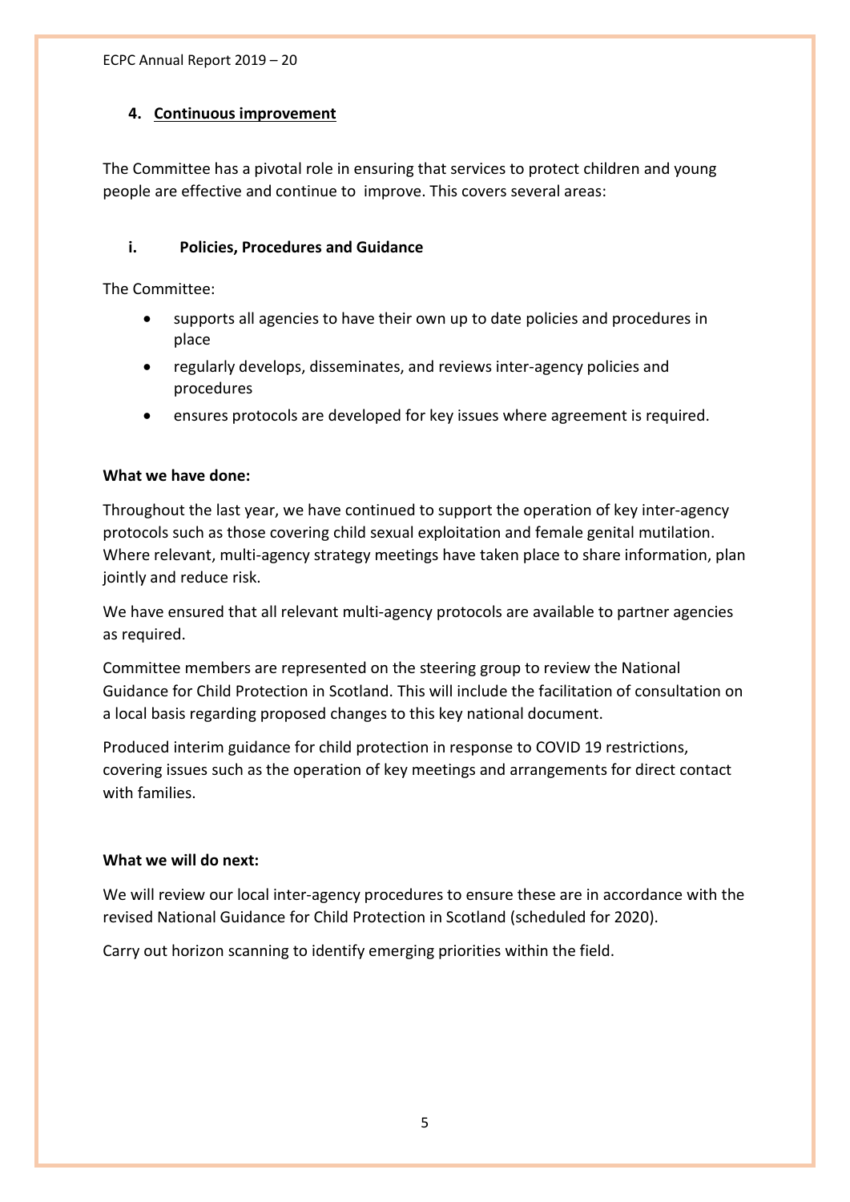## 4. Continuous improvement

The Committee has a pivotal role in ensuring that services to protect children and young people are effective and continue to improve. This covers several areas:

### i. Policies, Procedures and Guidance

The Committee:

- supports all agencies to have their own up to date policies and procedures in place
- regularly develops, disseminates, and reviews inter-agency policies and procedures
- ensures protocols are developed for key issues where agreement is required.

**What we have done:**

Throughout the last year, we have continued to support the operation of key inter-agency protocols such as those covering child sexual exploitation and female genital mutilation. Where relevant, multi-agency strategy meetings have taken place to share information, plan jointly and reduce risk.

We have ensured that all relevant multi-agency protocols are available to partner agencies as required.

Committee members are represented on the steering group to review the National Guidance for Child Protection in Scotland. This will include the facilitation of consultation on a local basis regarding proposed changes to this key national document.

Produced interim guidance for child protection in response to COVID 19 restrictions, covering issues such as the operation of key meetings and arrangements for direct contact with families.

**What we will do next:**

We will review our local inter-agency procedures to ensure these are in accordance with the revised National Guidance for Child Protection in Scotland (scheduled for 2020).

Carry out horizon scanning to identify emerging priorities within the field.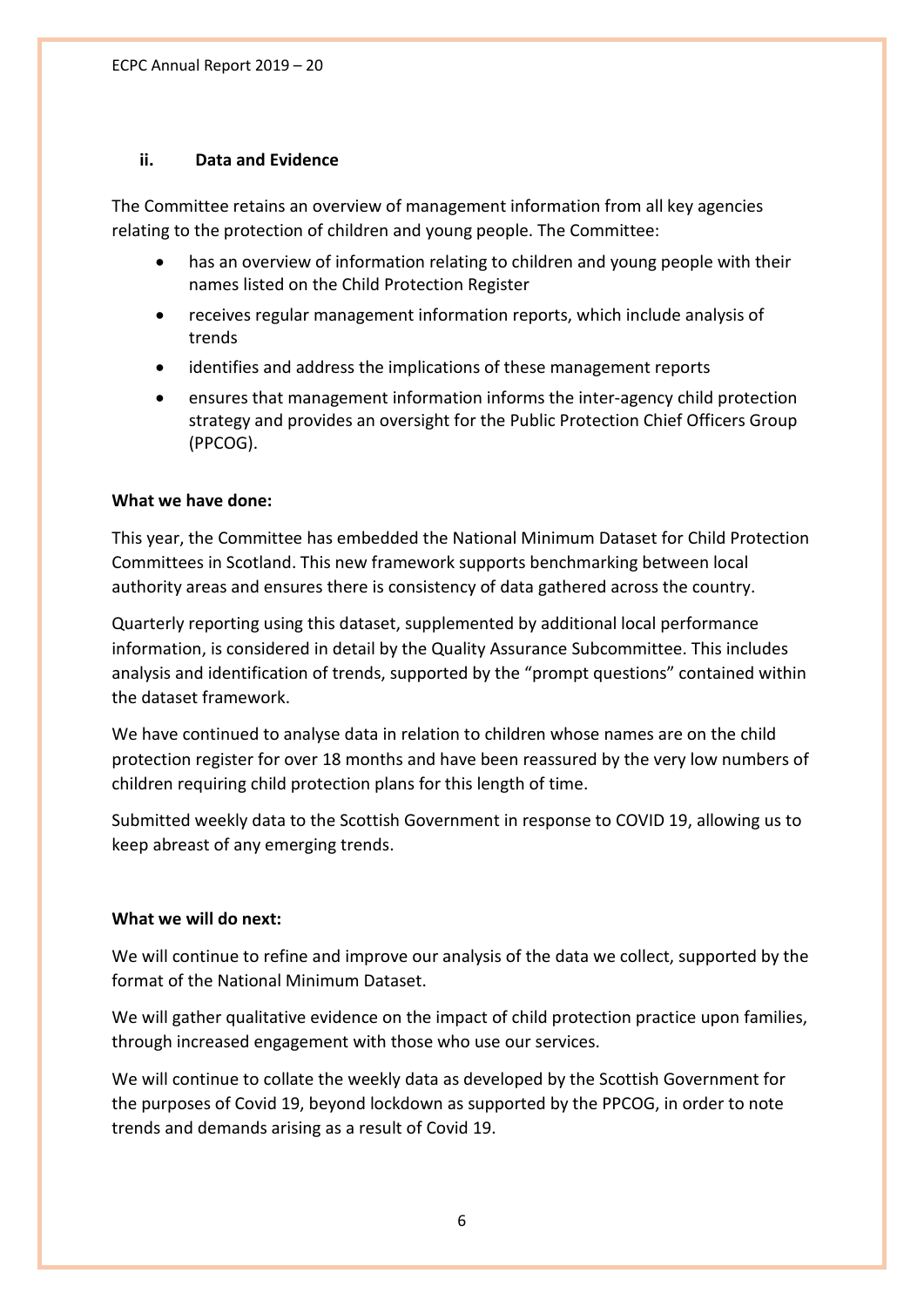### ii. Data and Evidence

The Committee retains an overview of management information from all key agencies relating to the protection of children and young people. The Committee:

- has an overview of information relating to children and young people with their names listed on the Child Protection Register
- receives regular management information reports, which include analysis of trends
- identifies and address the implications of these management reports
- ensures that management information informs the inter-agency child protection strategy and provides an oversight for the Public Protection Chief Officers Group (PPCOG).

**What we have done:**

This year, the Committee has embedded the National Minimum Dataset for Child Protection Committees in Scotland. This new framework supports benchmarking between local authority areas and ensures there is consistency of data gathered across the country.

Quarterly reporting using this dataset, supplemented by additional local performance information, is considered in detail by the Quality Assurance Subcommittee. This includes analysis and identification of trends, supported by the "prompt questions" contained within the dataset framework.

We have continued to analyse data in relation to children whose names are on the child protection register for over 18 months and have been reassured by the very low numbers of children requiring child protection plans for this length of time.

Submitted weekly data to the Scottish Government in response to COVID 19, allowing us to keep abreast of any emerging trends.

**What we will do next:**

We will continue to refine and improve our analysis of the data we collect, supported by the format of the National Minimum Dataset.

We will gather qualitative evidence on the impact of child protection practice upon families, through increased engagement with those who use our services.

We will continue to collate the weekly data as developed by the Scottish Government for the purposes of Covid 19, beyond lockdown as supported by the PPCOG, in order to note trends and demands arising as a result of Covid 19.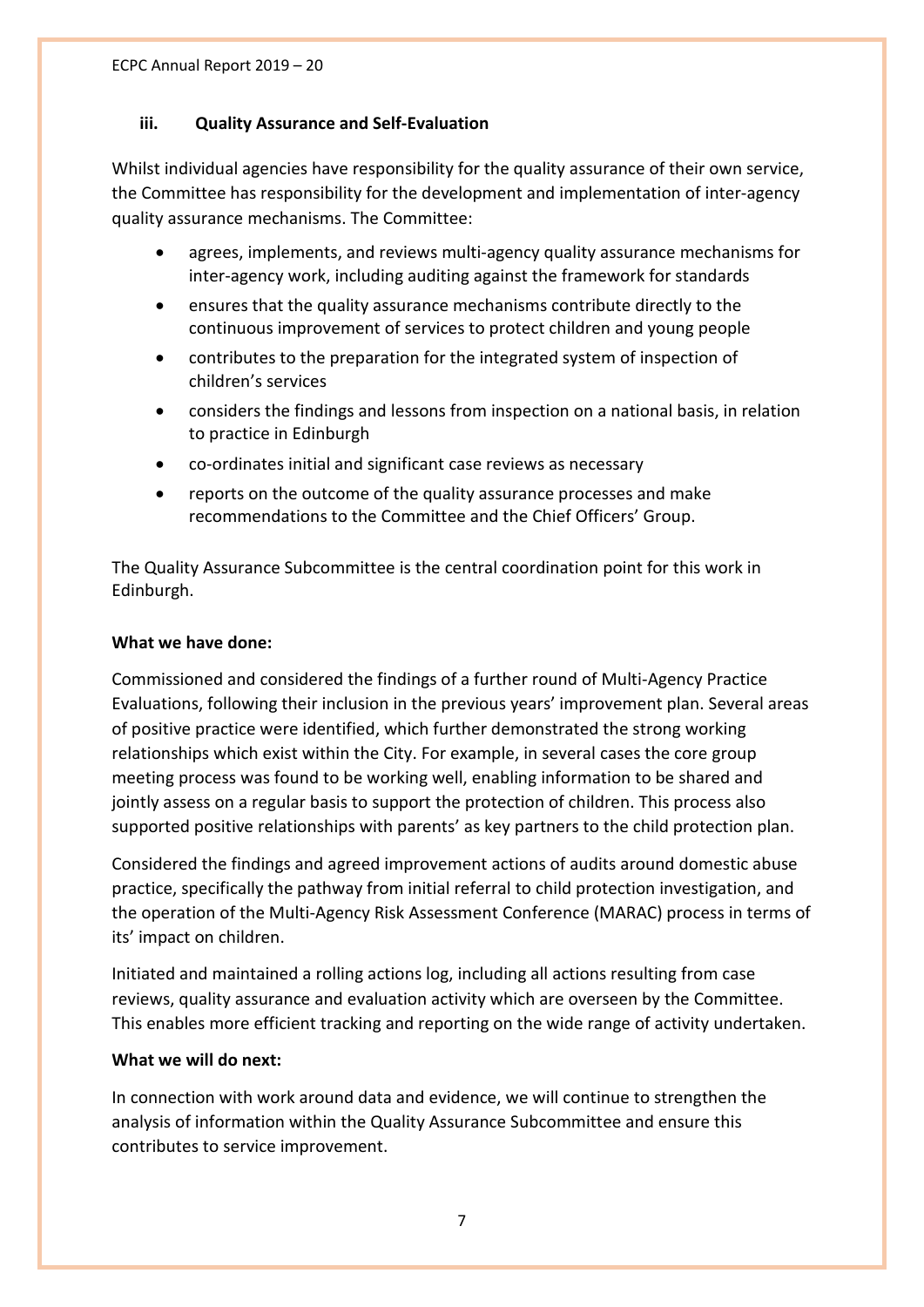### iii. Quality Assurance and Self-Evaluation

Whilst individual agencies have responsibility for the quality assurance of their own service, the Committee has responsibility for the development and implementation of inter-agency quality assurance mechanisms. The Committee:

- agrees, implements, and reviews multi-agency quality assurance mechanisms for inter-agency work, including auditing against the framework for standards
- ensures that the quality assurance mechanisms contribute directly to the continuous improvement of services to protect children and young people
- contributes to the preparation for the integrated system of inspection of children's services
- considers the findings and lessons from inspection on a national basis, in relation to practice in Edinburgh
- co-ordinates initial and significant case reviews as necessary
- reports on the outcome of the quality assurance processes and make recommendations to the Committee and the Chief Officers' Group.

The Quality Assurance Subcommittee is the central coordination point for this work in Edinburgh.

**What we have done:**

Commissioned and considered the findings of a further round of Multi-Agency Practice Evaluations, following their inclusion in the previous years' improvement plan. Several areas of positive practice were identified, which further demonstrated the strong working relationships which exist within the City. For example, in several cases the core group meeting process was found to be working well, enabling information to be shared and jointly assess on a regular basis to support the protection of children. This process also supported positive relationships with parents' as key partners to the child protection plan.

Considered the findings and agreed improvement actions of audits around domestic abuse practice, specifically the pathway from initial referral to child protection investigation, and the operation of the Multi-Agency Risk Assessment Conference (MARAC) process in terms of its' impact on children.

Initiated and maintained a rolling actions log, including all actions resulting from case reviews, quality assurance and evaluation activity which are overseen by the Committee. This enables more efficient tracking and reporting on the wide range of activity undertaken.

**What we will do next:**

In connection with work around data and evidence, we will continue to strengthen the analysis of information within the Quality Assurance Subcommittee and ensure this contributes to service improvement.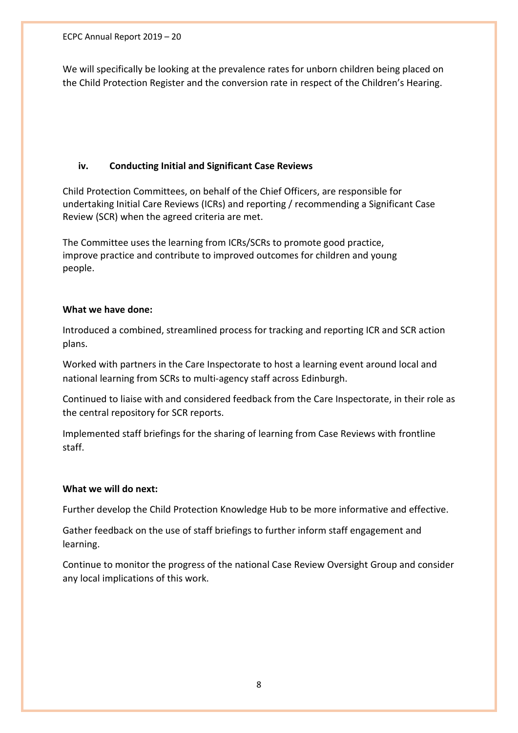We will specifically be looking at the prevalence rates for unborn children being placed on the Child Protection Register and the conversion rate in respect of the Children's Hearing.

### iv. Conducting Initial and Significant Case Reviews

Child Protection Committees, on behalf of the Chief Officers, are responsible for undertaking Initial Care Reviews (ICRs) and reporting / recommending a Significant Case Review (SCR) when the agreed criteria are met.

The Committee uses the learning from ICRs/SCRs to promote good practice, improve practice and contribute to improved outcomes for children and young people.

**What we have done:**

Introduced a combined, streamlined process for tracking and reporting ICR and SCR action plans.

Worked with partners in the Care Inspectorate to host a learning event around local and national learning from SCRs to multi-agency staff across Edinburgh.

Continued to liaise with and considered feedback from the Care Inspectorate, in their role as the central repository for SCR reports.

Implemented staff briefings for the sharing of learning from Case Reviews with frontline staff.

**What we will do next:**

Further develop the Child Protection Knowledge Hub to be more informative and effective.

Gather feedback on the use of staff briefings to further inform staff engagement and learning.

Continue to monitor the progress of the national Case Review Oversight Group and consider any local implications of this work.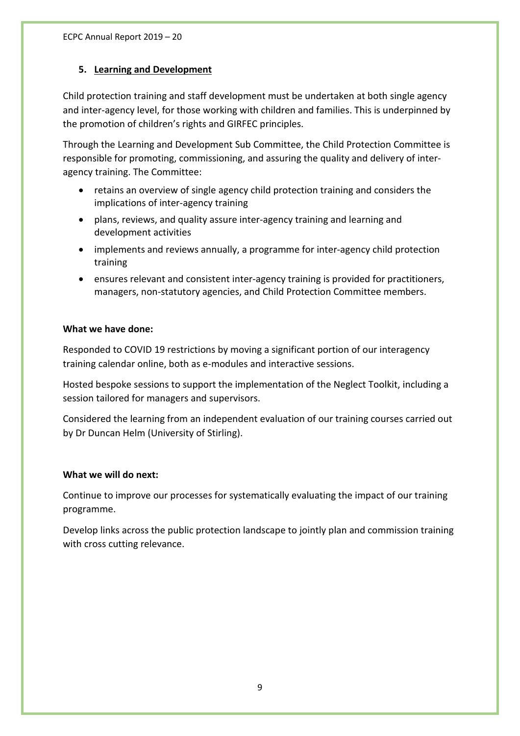## 5. Learning and Development

Child protection training and staff development must be undertaken at both single agency and inter-agency level, for those working with children and families. This is underpinned by the promotion of children's rights and GIRFEC principles.

Through the Learning and Development Sub Committee, the Child Protection Committee is responsible for promoting, commissioning, and assuring the quality and delivery of inter-agency training. The Committee:

- retains an overview of single agency child protection training and considers the implications of inter-agency training
- plans, reviews, and quality assure inter-agency training and learning and development activities
- implements and reviews annually, a programme for inter-agency child protection training
- ensures relevant and consistent inter-agency training is provided for practitioners, managers, non-statutory agencies, and Child Protection Committee members.

**What we have done:**

Responded to COVID 19 restrictions by moving a significant portion of our interagency training calendar online, both as e-modules and interactive sessions.

Hosted bespoke sessions to support the implementation of the Neglect Toolkit, including a session tailored for managers and supervisors.

Considered the learning from an independent evaluation of our training courses carried out by Dr Duncan Helm (University of Stirling).

**What we will do next:**

Continue to improve our processes for systematically evaluating the impact of our training programme.

Develop links across the public protection landscape to jointly plan and commission training with cross cutting relevance.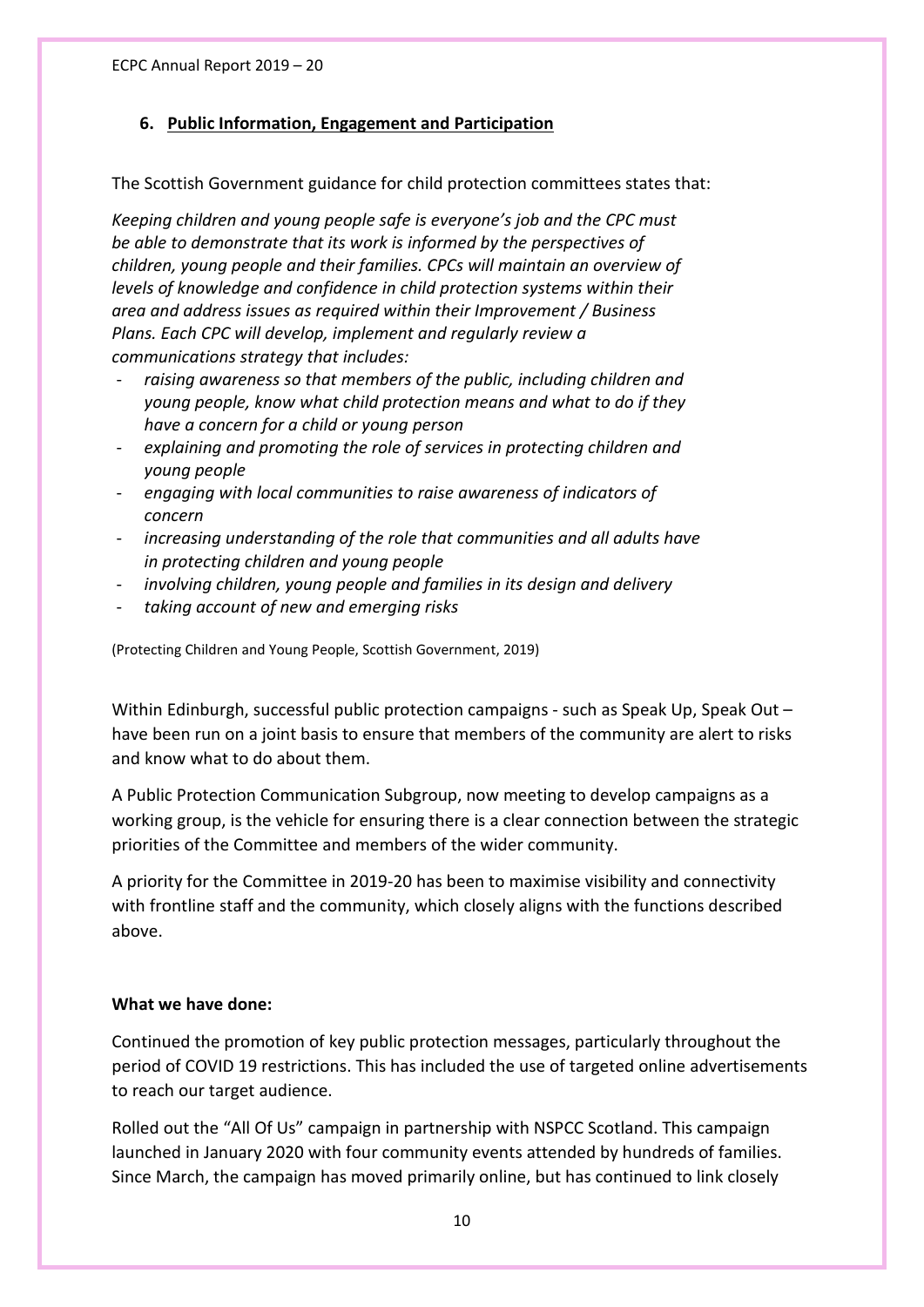## 6. Public Information, Engagement and Participation

The Scottish Government guidance for child protection committees states that:

*Keeping children and young people safe is everyone's job and the CPC must be able to demonstrate that its work is informed by the perspectives of children, young people and their families. CPCs will maintain an overview of levels of knowledge and confidence in child protection systems within their area and address issues as required within their Improvement / Business Plans. Each CPC will develop, implement and regularly review a communications strategy that includes:*

- *raising awareness so that members of the public, including children and young people, know what child protection means and what to do if they have a concern for a child or young person*
- *explaining and promoting the role of services in protecting children and young people*
- *engaging with local communities to raise awareness of indicators of concern*
- *increasing understanding of the role that communities and all adults have in protecting children and young people*
- *involving children, young people and families in its design and delivery*
- *taking account of new and emerging risks*

(Protecting Children and Young People, Scottish Government, 2019)

Within Edinburgh, successful public protection campaigns - such as Speak Up, Speak Out – have been run on a joint basis to ensure that members of the community are alert to risks and know what to do about them.

A Public Protection Communication Subgroup, now meeting to develop campaigns as a working group, is the vehicle for ensuring there is a clear connection between the strategic priorities of the Committee and members of the wider community.

A priority for the Committee in 2019-20 has been to maximise visibility and connectivity with frontline staff and the community, which closely aligns with the functions described above.

**What we have done:**

Continued the promotion of key public protection messages, particularly throughout the period of COVID 19 restrictions. This has included the use of targeted online advertisements to reach our target audience.

Rolled out the "All Of Us" campaign in partnership with NSPCC Scotland. This campaign launched in January 2020 with four community events attended by hundreds of families. Since March, the campaign has moved primarily online, but has continued to link closely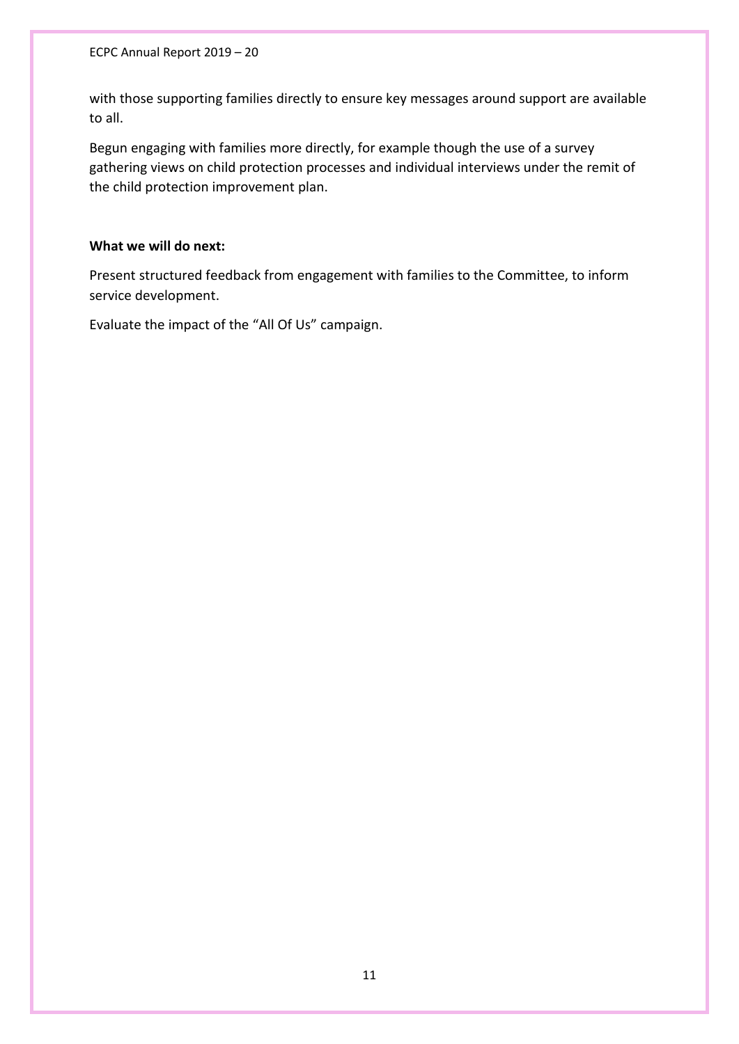with those supporting families directly to ensure key messages around support are available to all.

Begun engaging with families more directly, for example though the use of a survey gathering views on child protection processes and individual interviews under the remit of the child protection improvement plan.

**What we will do next:**

Present structured feedback from engagement with families to the Committee, to inform service development.

Evaluate the impact of the "All Of Us" campaign.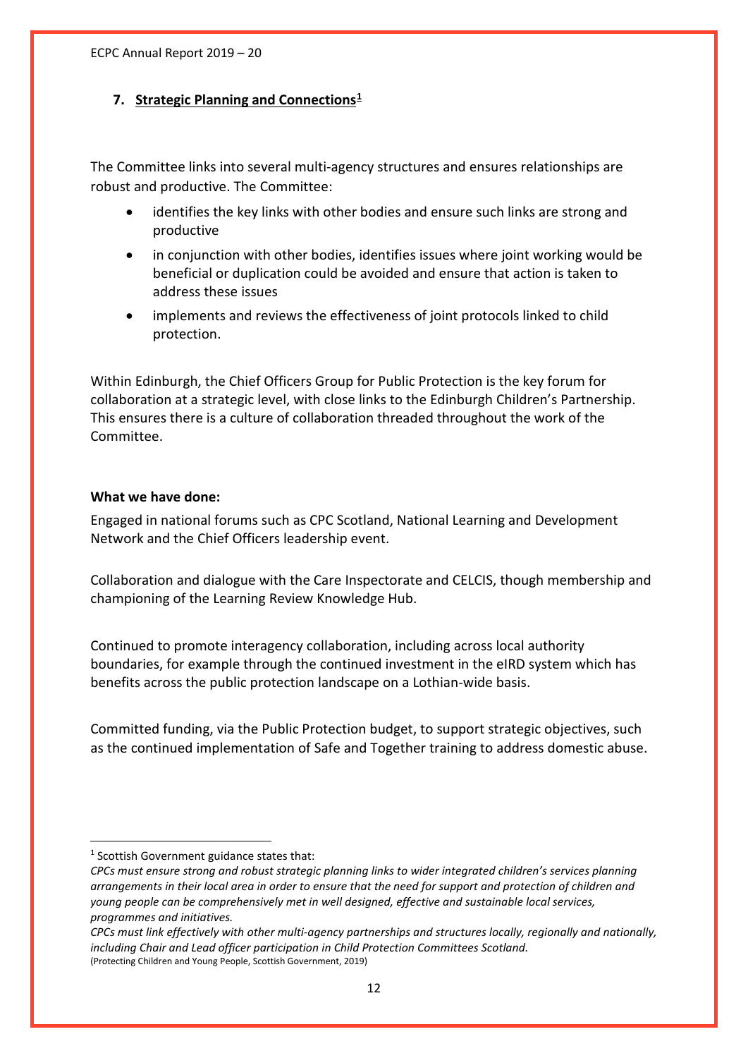## 7. Strategic Planning and Connections[1]

The Committee links into several multi-agency structures and ensures relationships are robust and productive. The Committee:

- identifies the key links with other bodies and ensure such links are strong and productive
- in conjunction with other bodies, identifies issues where joint working would be beneficial or duplication could be avoided and ensure that action is taken to address these issues
- implements and reviews the effectiveness of joint protocols linked to child protection.

Within Edinburgh, the Chief Officers Group for Public Protection is the key forum for collaboration at a strategic level, with close links to the Edinburgh Children's Partnership. This ensures there is a culture of collaboration threaded throughout the work of the Committee.

**What we have done:**

Engaged in national forums such as CPC Scotland, National Learning and Development Network and the Chief Officers leadership event.

Collaboration and dialogue with the Care Inspectorate and CELCIS, though membership and championing of the Learning Review Knowledge Hub.

Continued to promote interagency collaboration, including across local authority boundaries, for example through the continued investment in the eIRD system which has benefits across the public protection landscape on a Lothian-wide basis.

Committed funding, via the Public Protection budget, to support strategic objectives, such as the continued implementation of Safe and Together training to address domestic abuse.

---

[1] Scottish Government guidance states that:
*CPCs must ensure strong and robust strategic planning links to wider integrated children's services planning arrangements in their local area in order to ensure that the need for support and protection of children and young people can be comprehensively met in well designed, effective and sustainable local services, programmes and initiatives.*
*CPCs must link effectively with other multi-agency partnerships and structures locally, regionally and nationally, including Chair and Lead officer participation in Child Protection Committees Scotland.*
(Protecting Children and Young People, Scottish Government, 2019)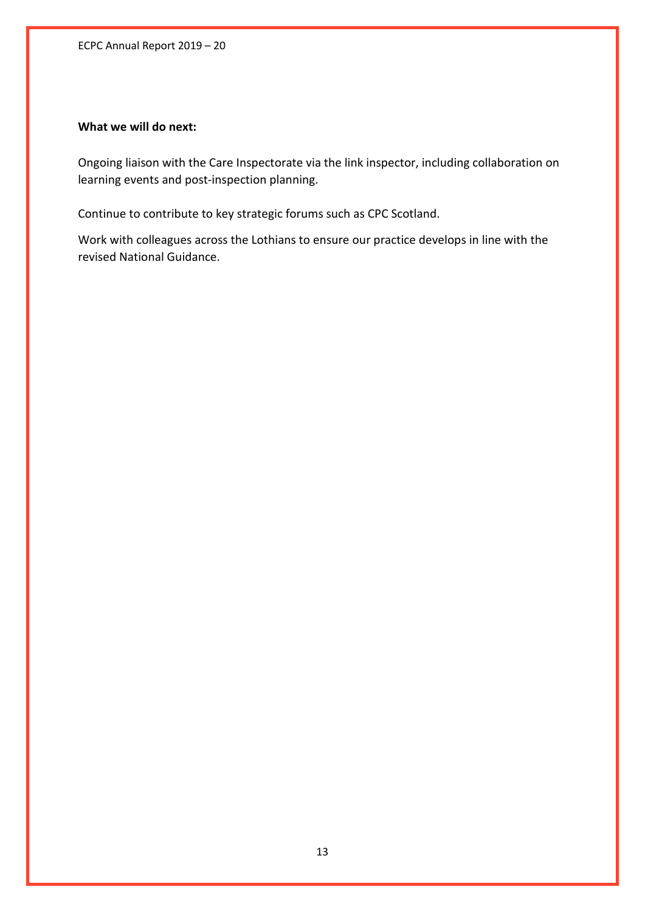**What we will do next:**

Ongoing liaison with the Care Inspectorate via the link inspector, including collaboration on learning events and post-inspection planning.

Continue to contribute to key strategic forums such as CPC Scotland.

Work with colleagues across the Lothians to ensure our practice develops in line with the revised National Guidance.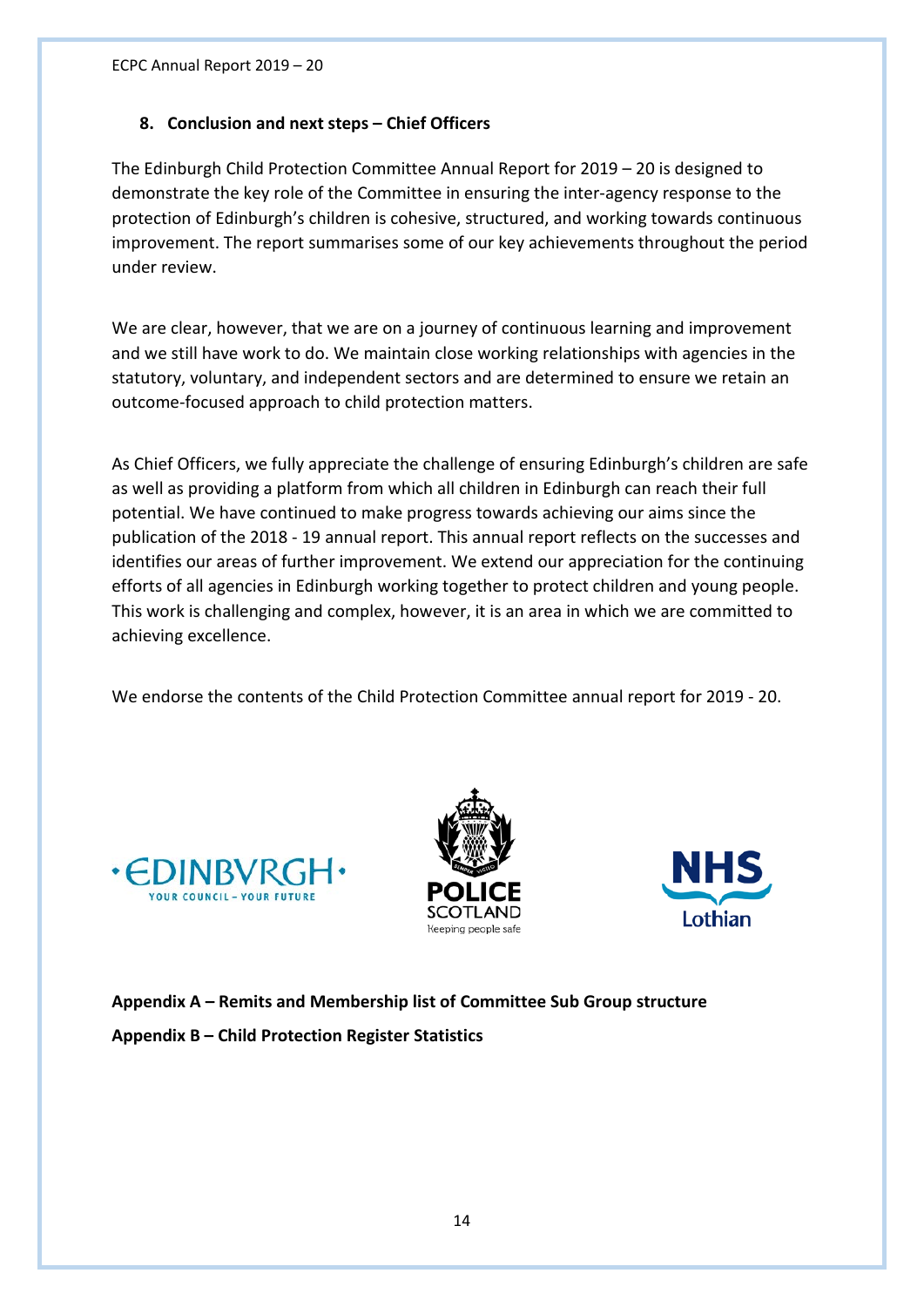## 8. Conclusion and next steps – Chief Officers

The Edinburgh Child Protection Committee Annual Report for 2019 – 20 is designed to demonstrate the key role of the Committee in ensuring the inter-agency response to the protection of Edinburgh's children is cohesive, structured, and working towards continuous improvement. The report summarises some of our key achievements throughout the period under review.

We are clear, however, that we are on a journey of continuous learning and improvement and we still have work to do. We maintain close working relationships with agencies in the statutory, voluntary, and independent sectors and are determined to ensure we retain an outcome-focused approach to child protection matters.

As Chief Officers, we fully appreciate the challenge of ensuring Edinburgh's children are safe as well as providing a platform from which all children in Edinburgh can reach their full potential. We have continued to make progress towards achieving our aims since the publication of the 2018 - 19 annual report. This annual report reflects on the successes and identifies our areas of further improvement. We extend our appreciation for the continuing efforts of all agencies in Edinburgh working together to protect children and young people. This work is challenging and complex, however, it is an area in which we are committed to achieving excellence.

We endorse the contents of the Child Protection Committee annual report for 2019 - 20.

**Appendix A – Remits and Membership list of Committee Sub Group structure**

**Appendix B – Child Protection Register Statistics**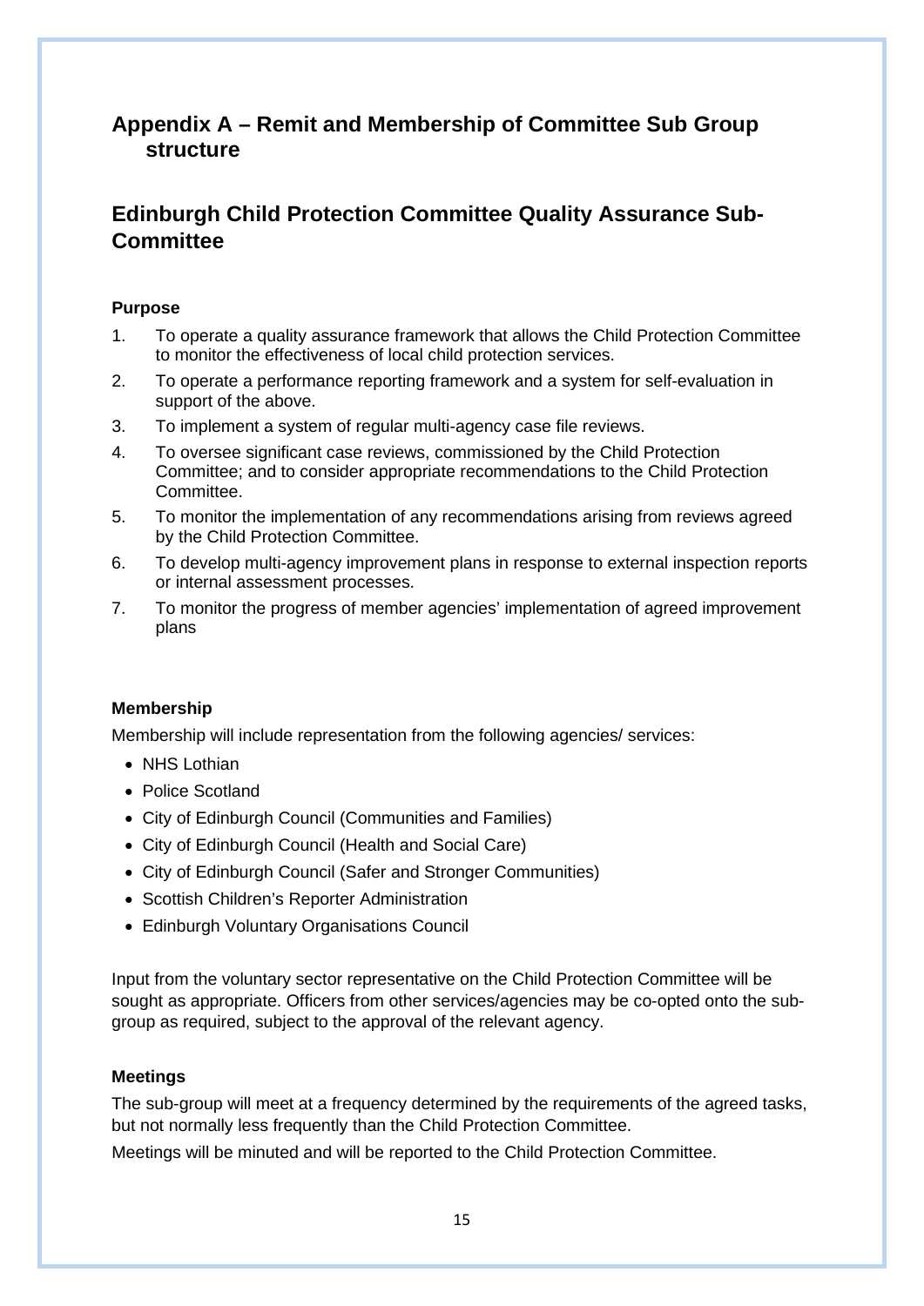# Appendix A – Remit and Membership of Committee Sub Group structure

## Edinburgh Child Protection Committee Quality Assurance Sub-Committee

### Purpose

1. To operate a quality assurance framework that allows the Child Protection Committee to monitor the effectiveness of local child protection services.
2. To operate a performance reporting framework and a system for self-evaluation in support of the above.
3. To implement a system of regular multi-agency case file reviews.
4. To oversee significant case reviews, commissioned by the Child Protection Committee; and to consider appropriate recommendations to the Child Protection Committee.
5. To monitor the implementation of any recommendations arising from reviews agreed by the Child Protection Committee.
6. To develop multi-agency improvement plans in response to external inspection reports or internal assessment processes.
7. To monitor the progress of member agencies' implementation of agreed improvement plans

### Membership

Membership will include representation from the following agencies/ services:

- NHS Lothian
- Police Scotland
- City of Edinburgh Council (Communities and Families)
- City of Edinburgh Council (Health and Social Care)
- City of Edinburgh Council (Safer and Stronger Communities)
- Scottish Children's Reporter Administration
- Edinburgh Voluntary Organisations Council

Input from the voluntary sector representative on the Child Protection Committee will be sought as appropriate. Officers from other services/agencies may be co-opted onto the sub-group as required, subject to the approval of the relevant agency.

### Meetings

The sub-group will meet at a frequency determined by the requirements of the agreed tasks, but not normally less frequently than the Child Protection Committee.

Meetings will be minuted and will be reported to the Child Protection Committee.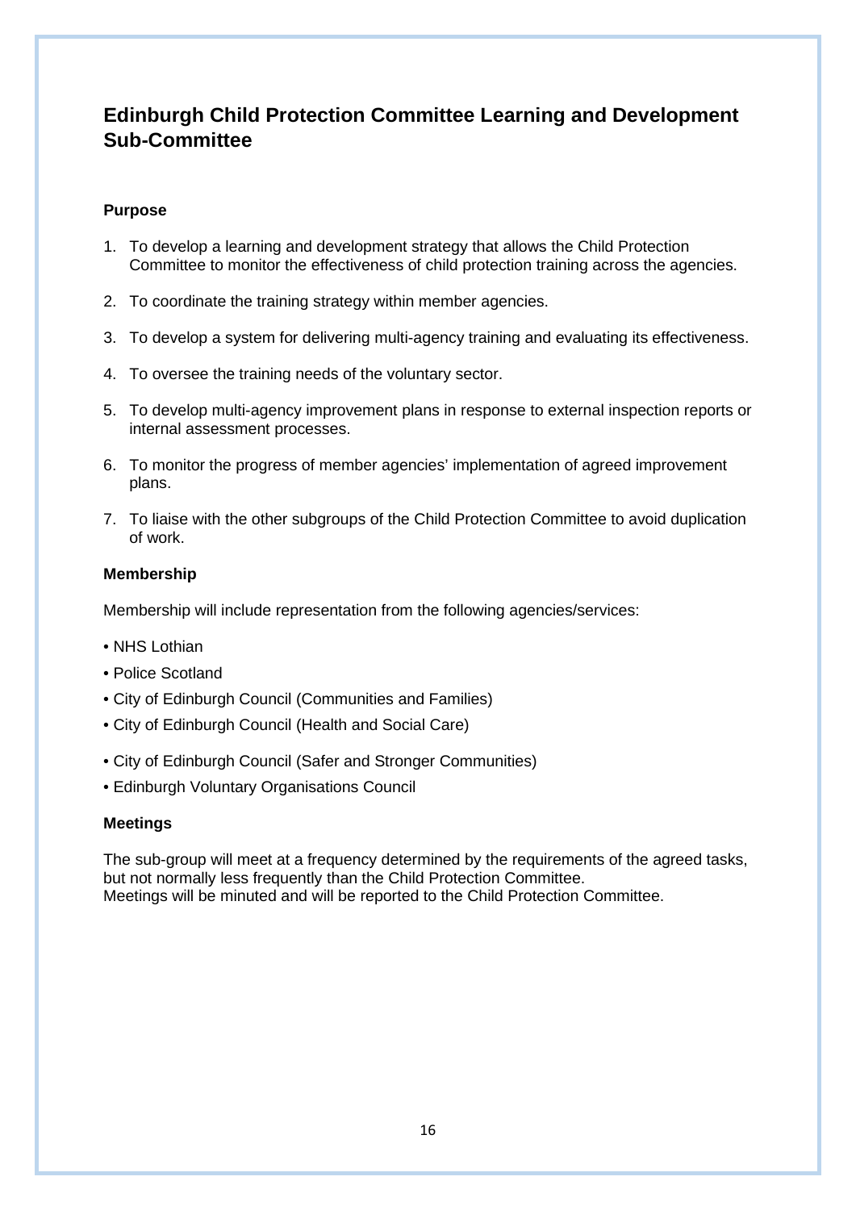## Edinburgh Child Protection Committee Learning and Development Sub-Committee

**Purpose**

1. To develop a learning and development strategy that allows the Child Protection Committee to monitor the effectiveness of child protection training across the agencies.
2. To coordinate the training strategy within member agencies.
3. To develop a system for delivering multi-agency training and evaluating its effectiveness.
4. To oversee the training needs of the voluntary sector.
5. To develop multi-agency improvement plans in response to external inspection reports or internal assessment processes.
6. To monitor the progress of member agencies' implementation of agreed improvement plans.
7. To liaise with the other subgroups of the Child Protection Committee to avoid duplication of work.

**Membership**

Membership will include representation from the following agencies/services:

- NHS Lothian
- Police Scotland
- City of Edinburgh Council (Communities and Families)
- City of Edinburgh Council (Health and Social Care)
- City of Edinburgh Council (Safer and Stronger Communities)
- Edinburgh Voluntary Organisations Council

**Meetings**

The sub-group will meet at a frequency determined by the requirements of the agreed tasks, but not normally less frequently than the Child Protection Committee.
Meetings will be minuted and will be reported to the Child Protection Committee.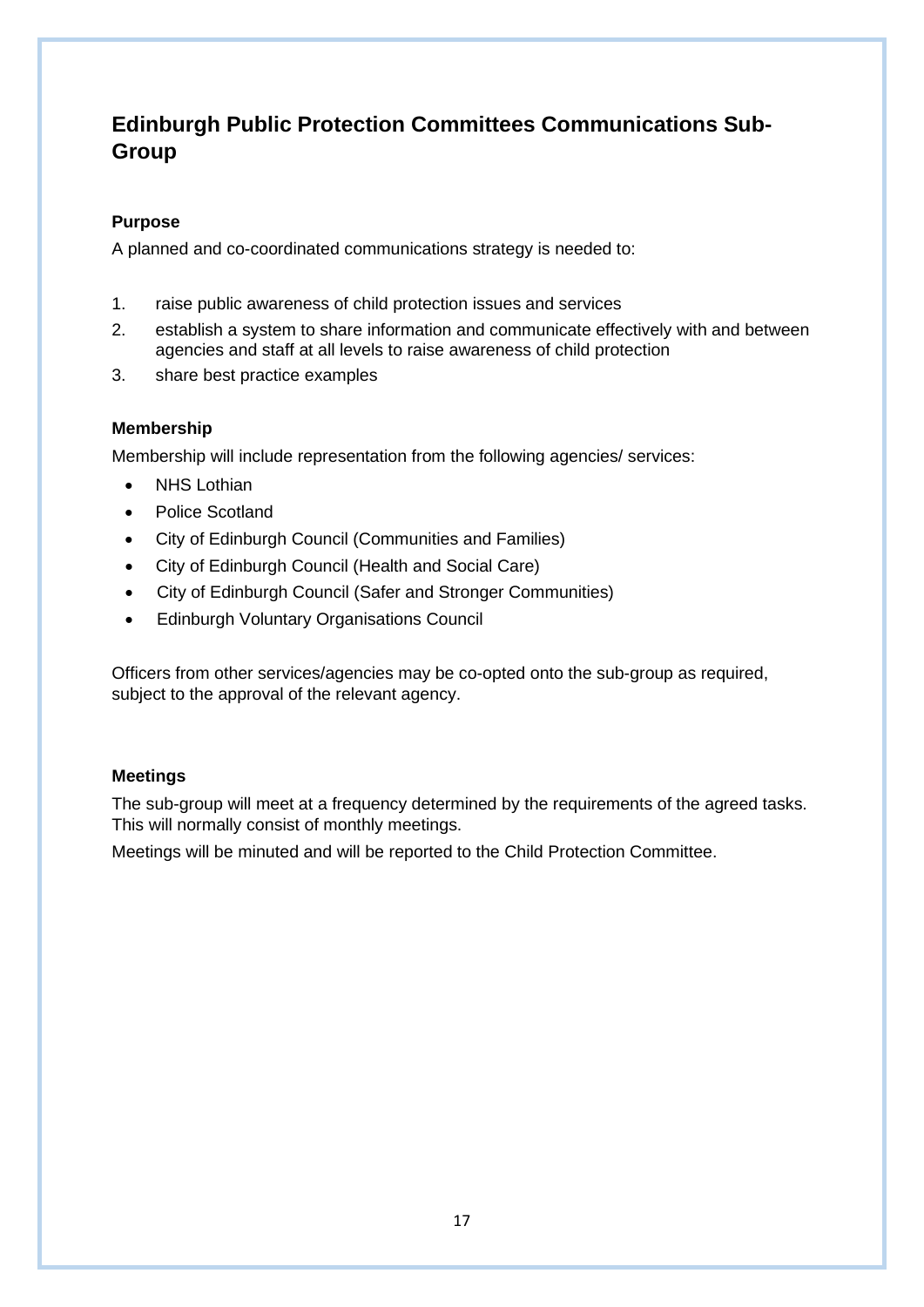## Edinburgh Public Protection Committees Communications Sub-Group

**Purpose**

A planned and co-coordinated communications strategy is needed to:

1. raise public awareness of child protection issues and services
2. establish a system to share information and communicate effectively with and between agencies and staff at all levels to raise awareness of child protection
3. share best practice examples

**Membership**

Membership will include representation from the following agencies/ services:

- NHS Lothian
- Police Scotland
- City of Edinburgh Council (Communities and Families)
- City of Edinburgh Council (Health and Social Care)
- City of Edinburgh Council (Safer and Stronger Communities)
- Edinburgh Voluntary Organisations Council

Officers from other services/agencies may be co-opted onto the sub-group as required, subject to the approval of the relevant agency.

**Meetings**

The sub-group will meet at a frequency determined by the requirements of the agreed tasks. This will normally consist of monthly meetings.

Meetings will be minuted and will be reported to the Child Protection Committee.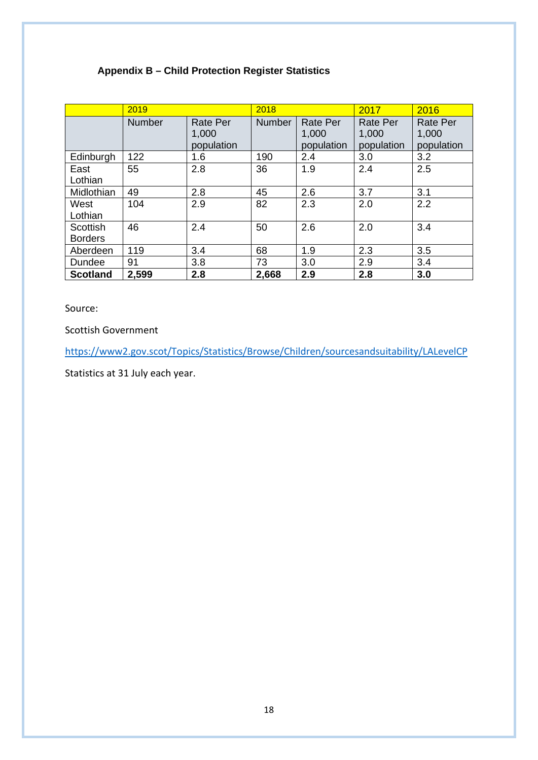### Appendix B – Child Protection Register Statistics

| | 2019 | | 2018 | | 2017 | 2016 |
|---|---|---|---|---|---|---|
| | Number | Rate Per 1,000 population | Number | Rate Per 1,000 population | Rate Per 1,000 population | Rate Per 1,000 population |
| Edinburgh | 122 | 1.6 | 190 | 2.4 | 3.0 | 3.2 |
| East Lothian | 55 | 2.8 | 36 | 1.9 | 2.4 | 2.5 |
| Midlothian | 49 | 2.8 | 45 | 2.6 | 3.7 | 3.1 |
| West Lothian | 104 | 2.9 | 82 | 2.3 | 2.0 | 2.2 |
| Scottish Borders | 46 | 2.4 | 50 | 2.6 | 2.0 | 3.4 |
| Aberdeen | 119 | 3.4 | 68 | 1.9 | 2.3 | 3.5 |
| Dundee | 91 | 3.8 | 73 | 3.0 | 2.9 | 3.4 |
| **Scotland** | **2,599** | **2.8** | **2,668** | **2.9** | **2.8** | **3.0** |

Source:

Scottish Government

https://www2.gov.scot/Topics/Statistics/Browse/Children/sourcesandsuitability/LALevelCP

Statistics at 31 July each year.